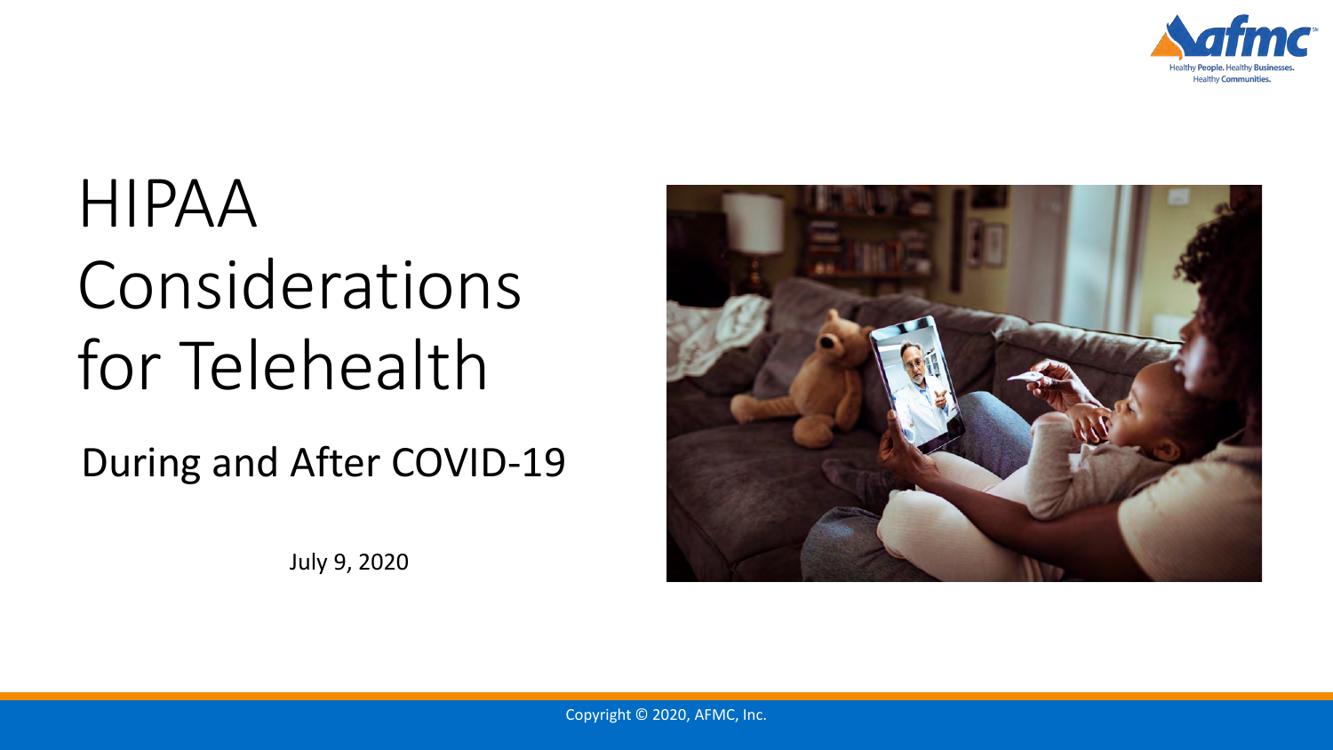# HIPAA Considerations for Telehealth

## During and After COVID-19

July 9, 2020

Copyright © 2020, AFMC, Inc.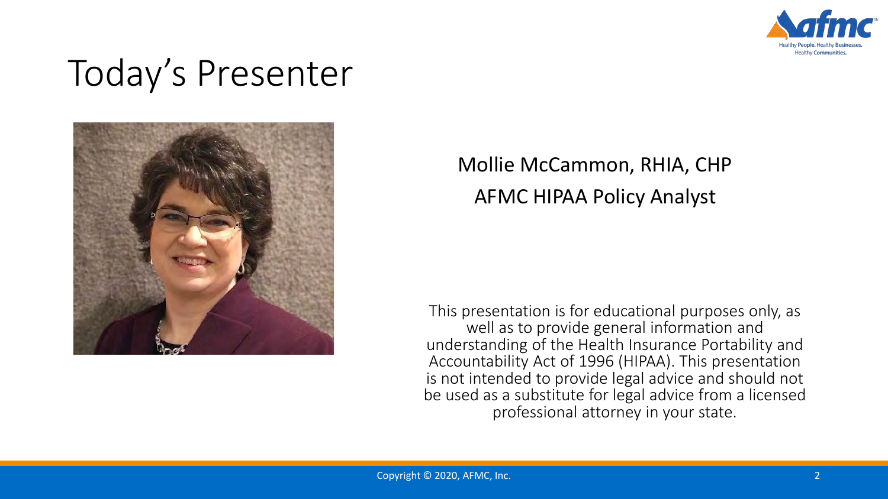# Today's Presenter

Mollie McCammon, RHIA, CHP

AFMC HIPAA Policy Analyst

This presentation is for educational purposes only, as well as to provide general information and understanding of the Health Insurance Portability and Accountability Act of 1996 (HIPAA). This presentation is not intended to provide legal advice and should not be used as a substitute for legal advice from a licensed professional attorney in your state.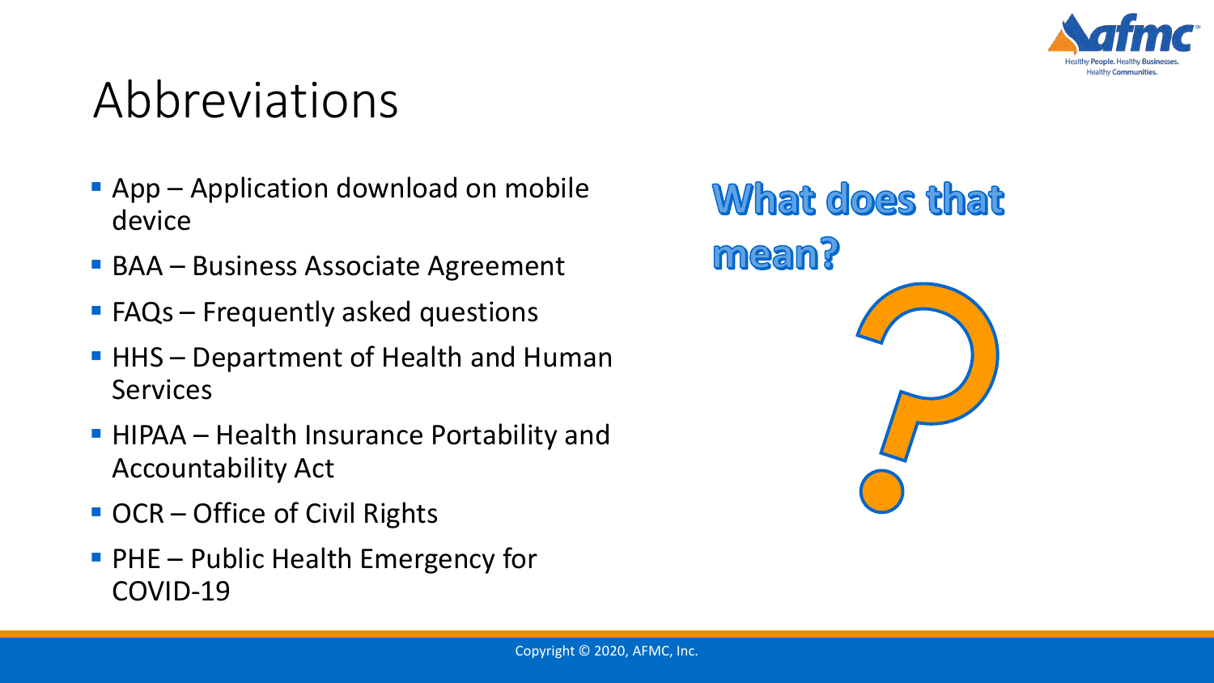# Abbreviations

- App – Application download on mobile device
- BAA – Business Associate Agreement
- FAQs – Frequently asked questions
- HHS – Department of Health and Human Services
- HIPAA – Health Insurance Portability and Accountability Act
- OCR – Office of Civil Rights
- PHE – Public Health Emergency for COVID-19

**What does that mean?**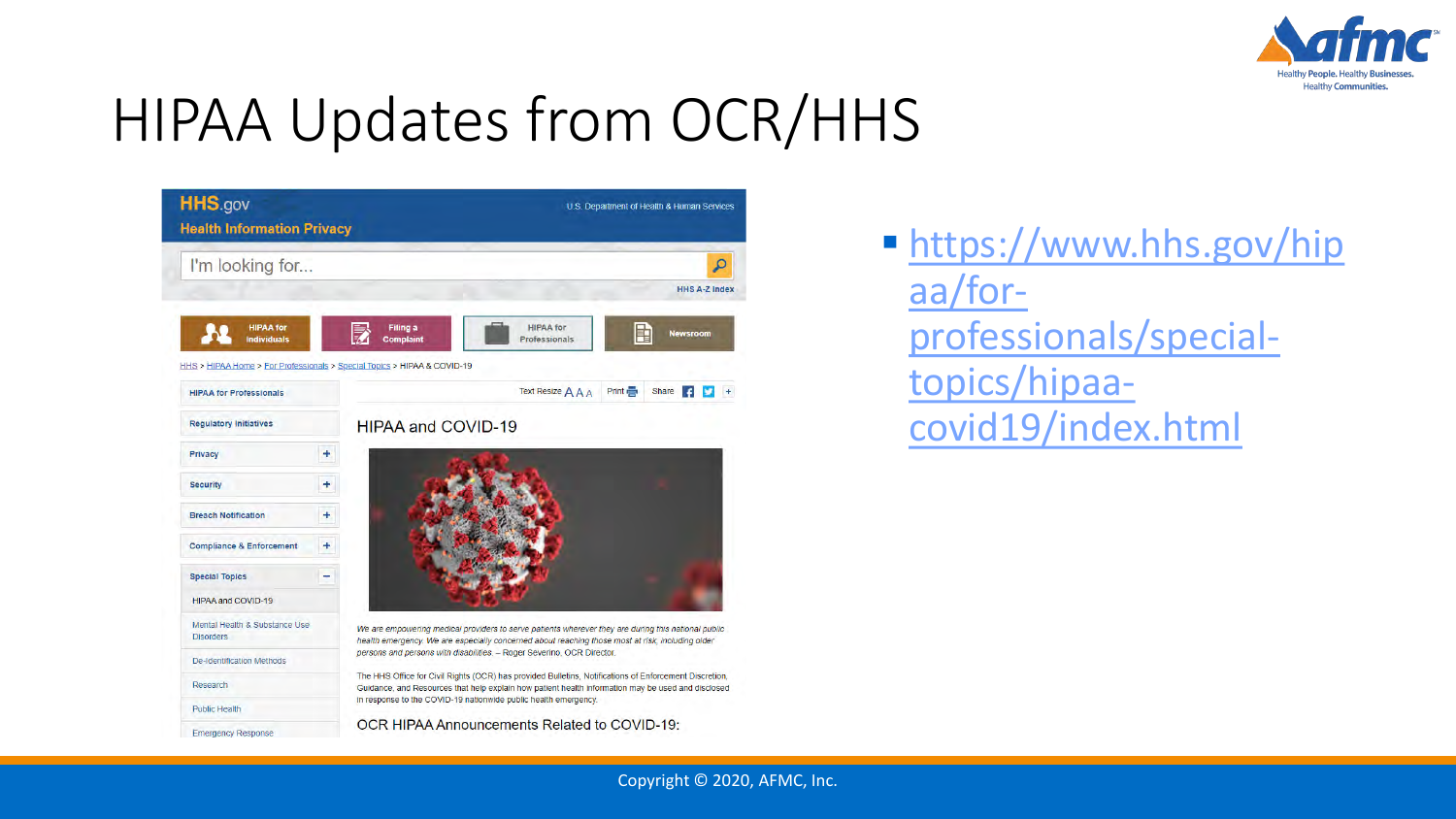# HIPAA Updates from OCR/HHS

- https://www.hhs.gov/hipaa/for-professionals/special-topics/hipaa-covid19/index.html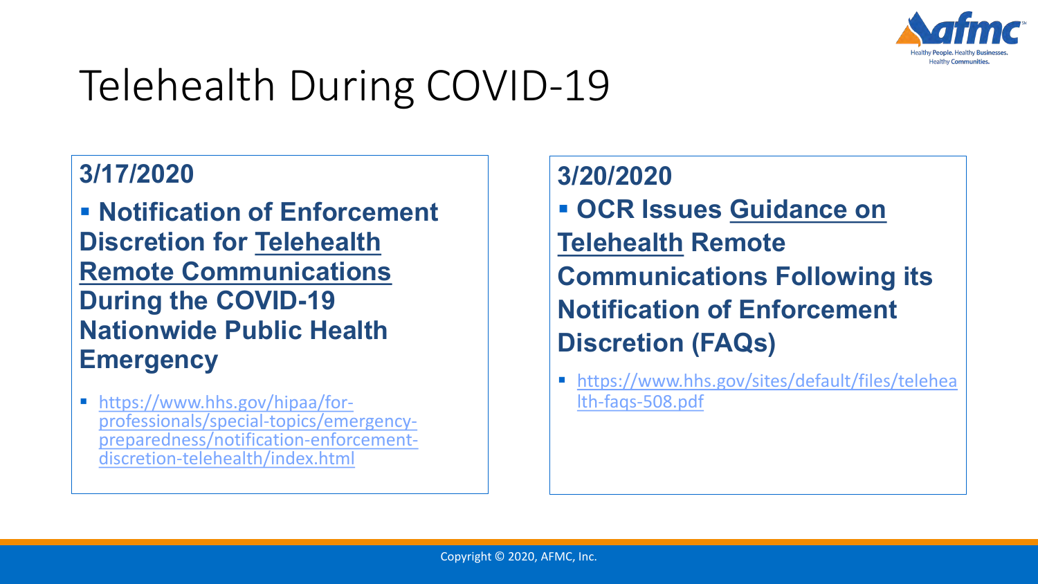# Telehealth During COVID-19

**3/17/2020**

- **Notification of Enforcement Discretion for Telehealth Remote Communications During the COVID-19 Nationwide Public Health Emergency**

- https://www.hhs.gov/hipaa/for-professionals/special-topics/emergency-preparedness/notification-enforcement-discretion-telehealth/index.html

**3/20/2020**

- **OCR Issues Guidance on Telehealth Remote Communications Following its Notification of Enforcement Discretion (FAQs)**

- https://www.hhs.gov/sites/default/files/telehealth-faqs-508.pdf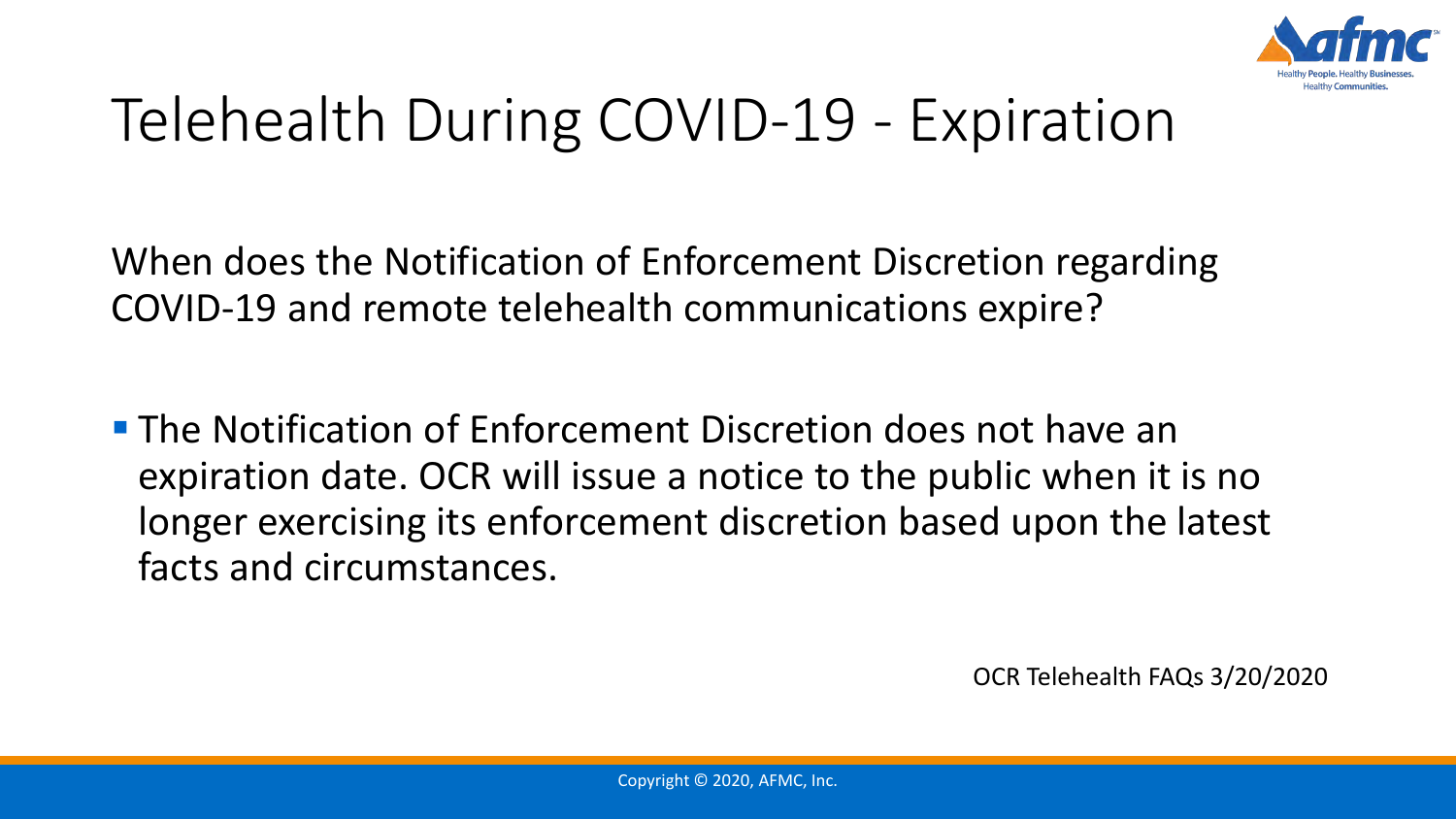# Telehealth During COVID-19 - Expiration

When does the Notification of Enforcement Discretion regarding COVID-19 and remote telehealth communications expire?

- The Notification of Enforcement Discretion does not have an expiration date. OCR will issue a notice to the public when it is no longer exercising its enforcement discretion based upon the latest facts and circumstances.

OCR Telehealth FAQs 3/20/2020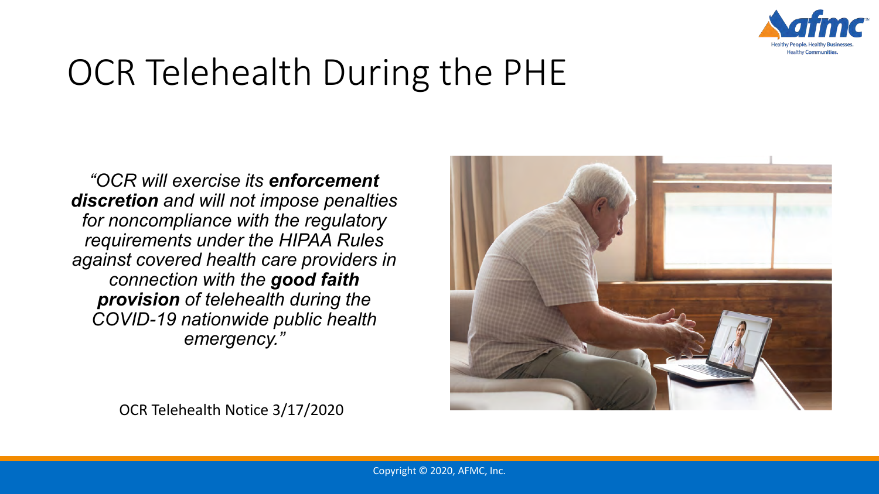# OCR Telehealth During the PHE

*"OCR will exercise its **enforcement discretion** and will not impose penalties for noncompliance with the regulatory requirements under the HIPAA Rules against covered health care providers in connection with the **good faith provision** of telehealth during the COVID-19 nationwide public health emergency."*

OCR Telehealth Notice 3/17/2020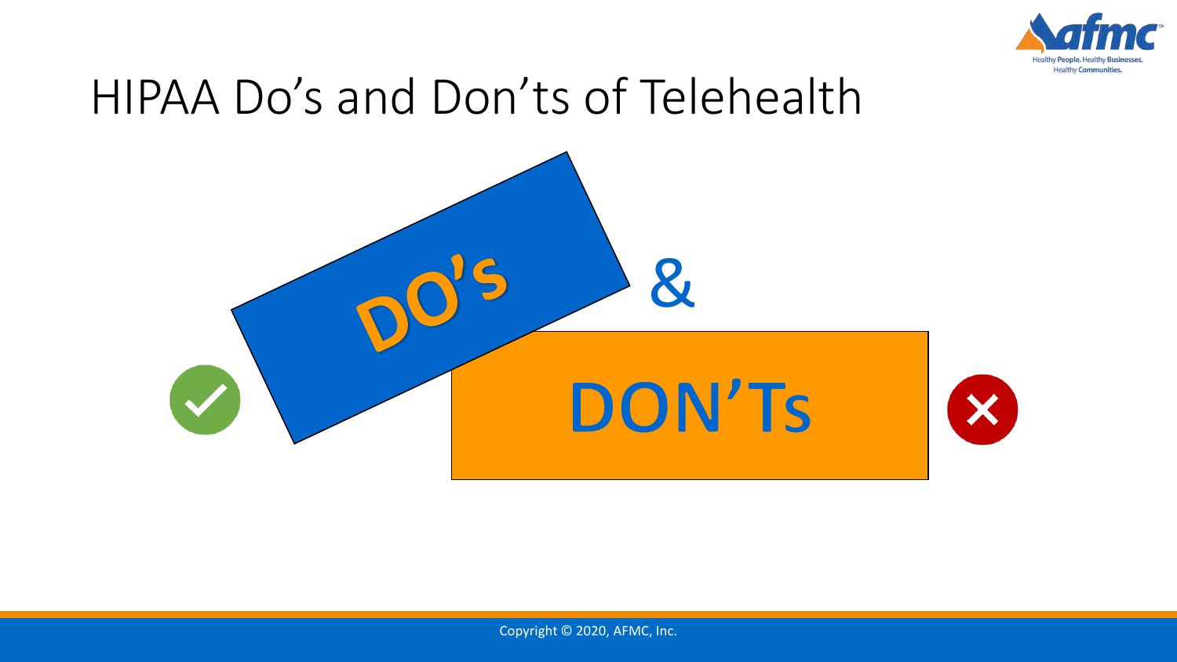# HIPAA Do's and Don'ts of Telehealth

DO'S

&

DON'Ts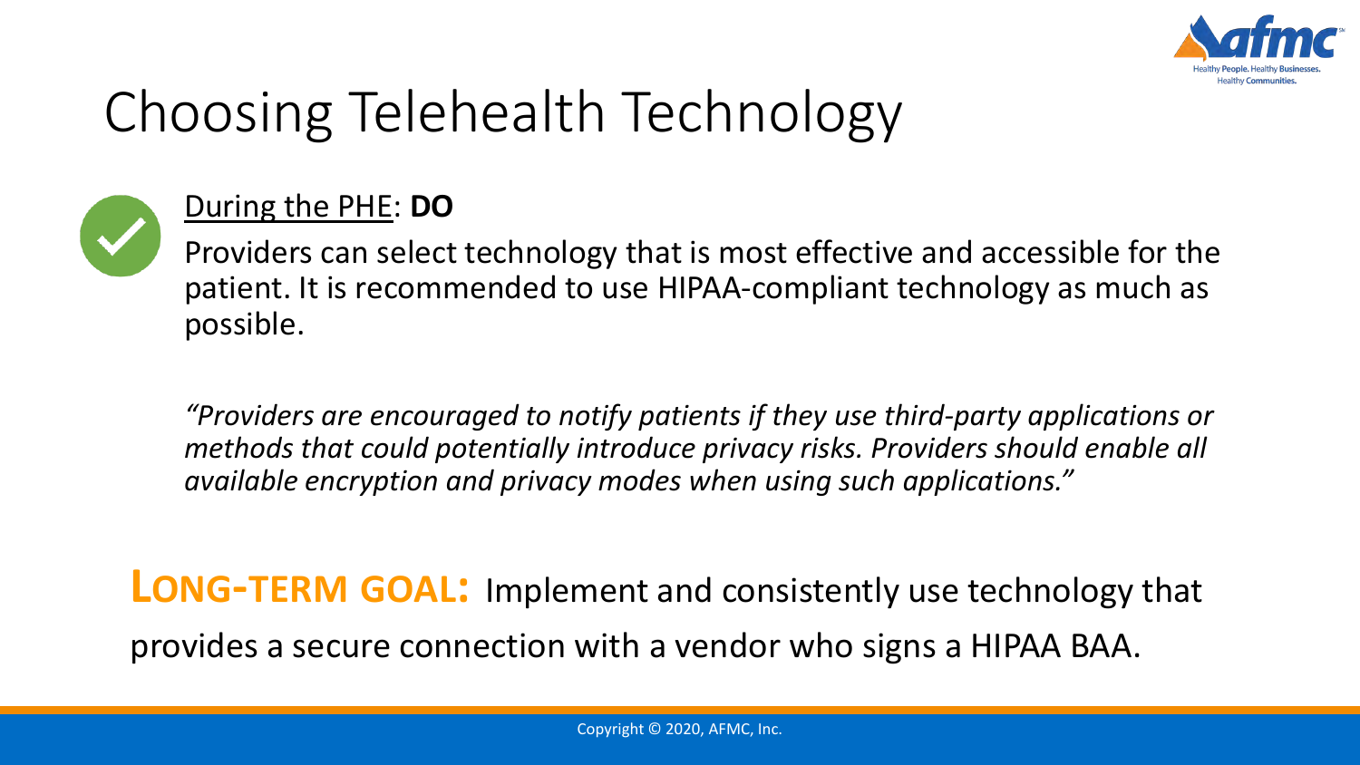# Choosing Telehealth Technology

During the PHE: **DO**

Providers can select technology that is most effective and accessible for the patient. It is recommended to use HIPAA-compliant technology as much as possible.

*"Providers are encouraged to notify patients if they use third-party applications or methods that could potentially introduce privacy risks. Providers should enable all available encryption and privacy modes when using such applications."*

**LONG-TERM GOAL:** Implement and consistently use technology that provides a secure connection with a vendor who signs a HIPAA BAA.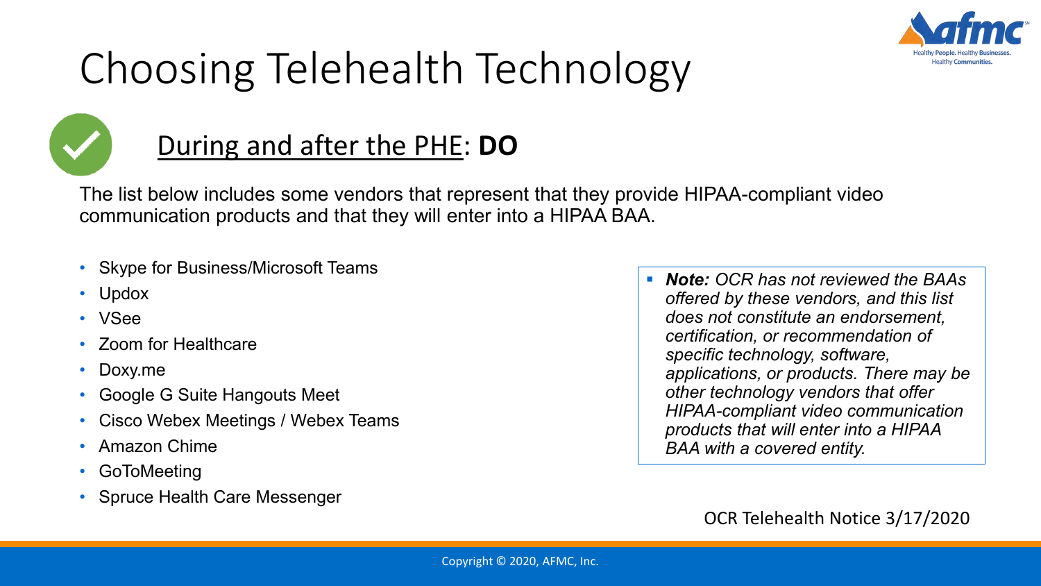# Choosing Telehealth Technology

## During and after the PHE: **DO**

The list below includes some vendors that represent that they provide HIPAA-compliant video communication products and that they will enter into a HIPAA BAA.

- Skype for Business/Microsoft Teams
- Updox
- VSee
- Zoom for Healthcare
- Doxy.me
- Google G Suite Hangouts Meet
- Cisco Webex Meetings / Webex Teams
- Amazon Chime
- GoToMeeting
- Spruce Health Care Messenger

- ***Note:*** *OCR has not reviewed the BAAs offered by these vendors, and this list does not constitute an endorsement, certification, or recommendation of specific technology, software, applications, or products. There may be other technology vendors that offer HIPAA-compliant video communication products that will enter into a HIPAA BAA with a covered entity.*

OCR Telehealth Notice 3/17/2020

Copyright © 2020, AFMC, Inc.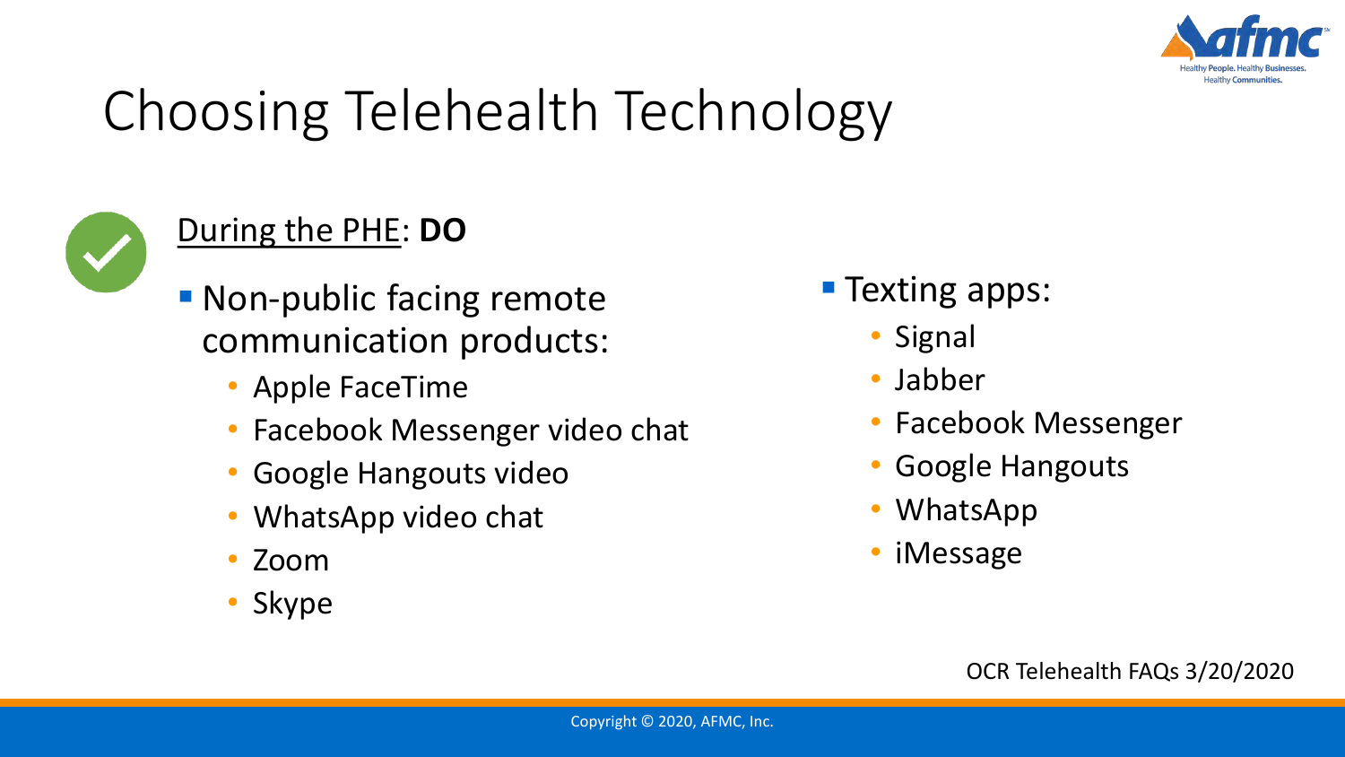# Choosing Telehealth Technology

During the PHE: **DO**

- Non-public facing remote communication products:
  - Apple FaceTime
  - Facebook Messenger video chat
  - Google Hangouts video
  - WhatsApp video chat
  - Zoom
  - Skype
- Texting apps:
  - Signal
  - Jabber
  - Facebook Messenger
  - Google Hangouts
  - WhatsApp
  - iMessage

OCR Telehealth FAQs 3/20/2020

Copyright © 2020, AFMC, Inc.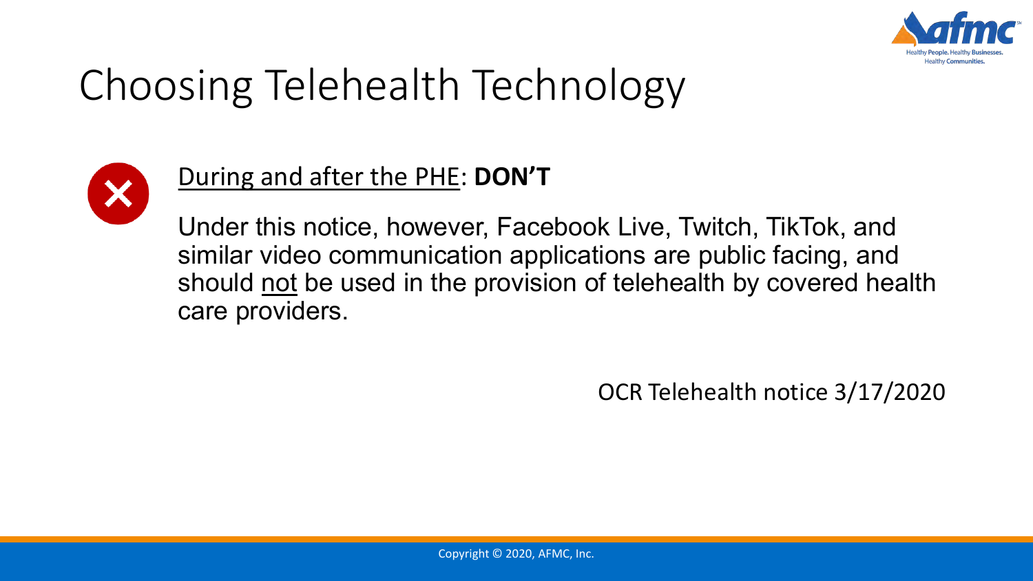# Choosing Telehealth Technology

During and after the PHE: **DON'T**

Under this notice, however, Facebook Live, Twitch, TikTok, and similar video communication applications are public facing, and should not be used in the provision of telehealth by covered health care providers.

OCR Telehealth notice 3/17/2020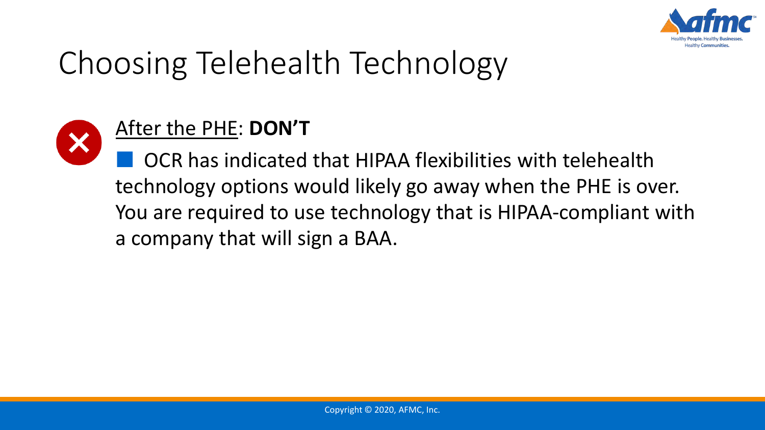# Choosing Telehealth Technology

After the PHE: **DON'T**

- OCR has indicated that HIPAA flexibilities with telehealth technology options would likely go away when the PHE is over. You are required to use technology that is HIPAA-compliant with a company that will sign a BAA.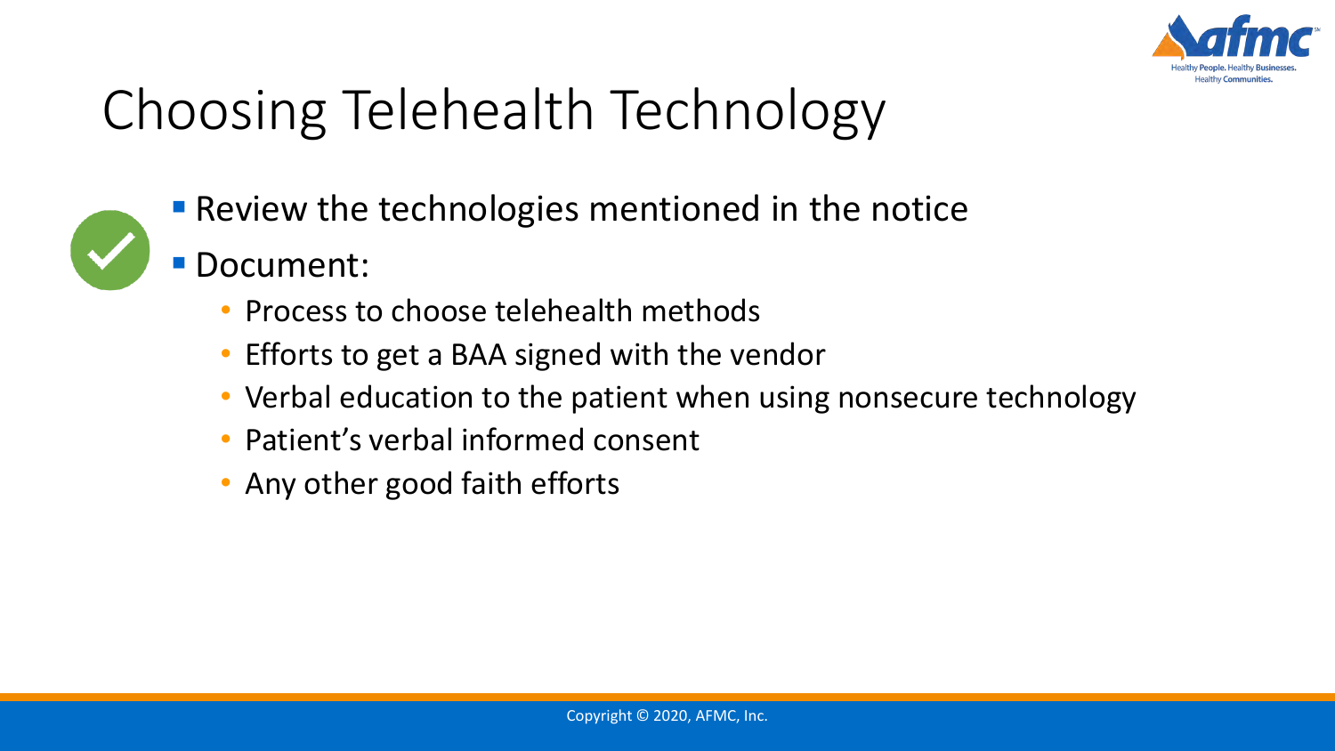# Choosing Telehealth Technology

- Review the technologies mentioned in the notice
- Document:
  - Process to choose telehealth methods
  - Efforts to get a BAA signed with the vendor
  - Verbal education to the patient when using nonsecure technology
  - Patient's verbal informed consent
  - Any other good faith efforts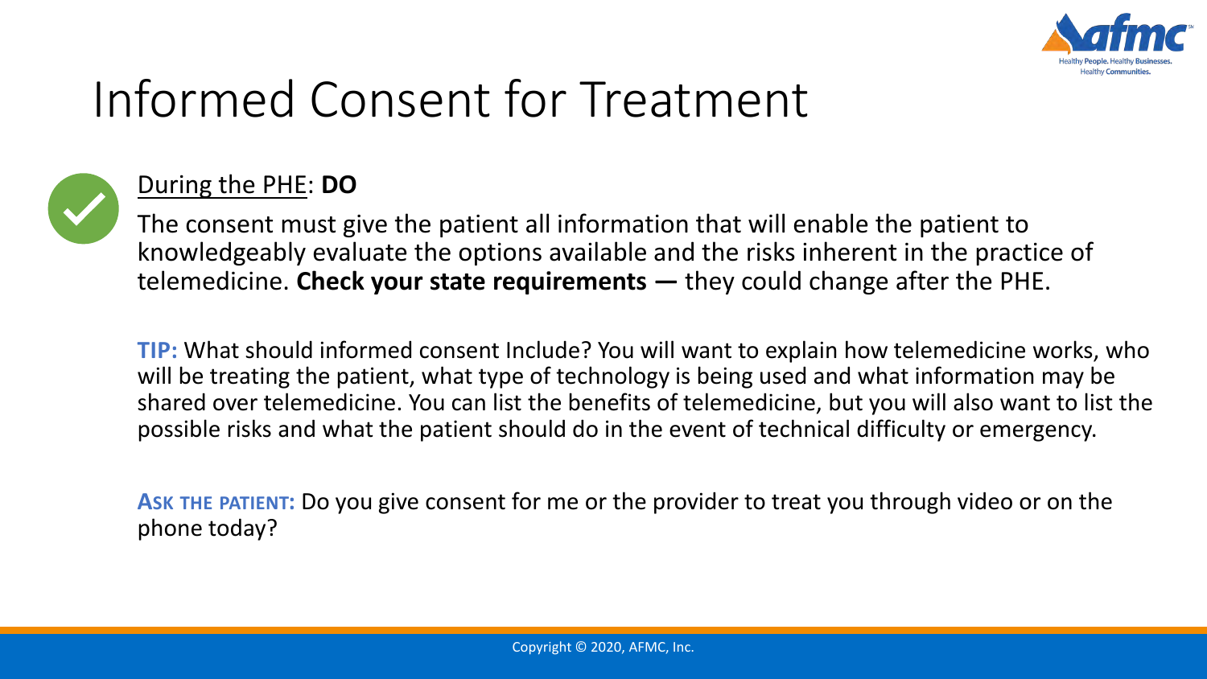# Informed Consent for Treatment

During the PHE: **DO**

The consent must give the patient all information that will enable the patient to knowledgeably evaluate the options available and the risks inherent in the practice of telemedicine. **Check your state requirements —** they could change after the PHE.

**TIP:** What should informed consent Include? You will want to explain how telemedicine works, who will be treating the patient, what type of technology is being used and what information may be shared over telemedicine. You can list the benefits of telemedicine, but you will also want to list the possible risks and what the patient should do in the event of technical difficulty or emergency.

**ASK THE PATIENT:** Do you give consent for me or the provider to treat you through video or on the phone today?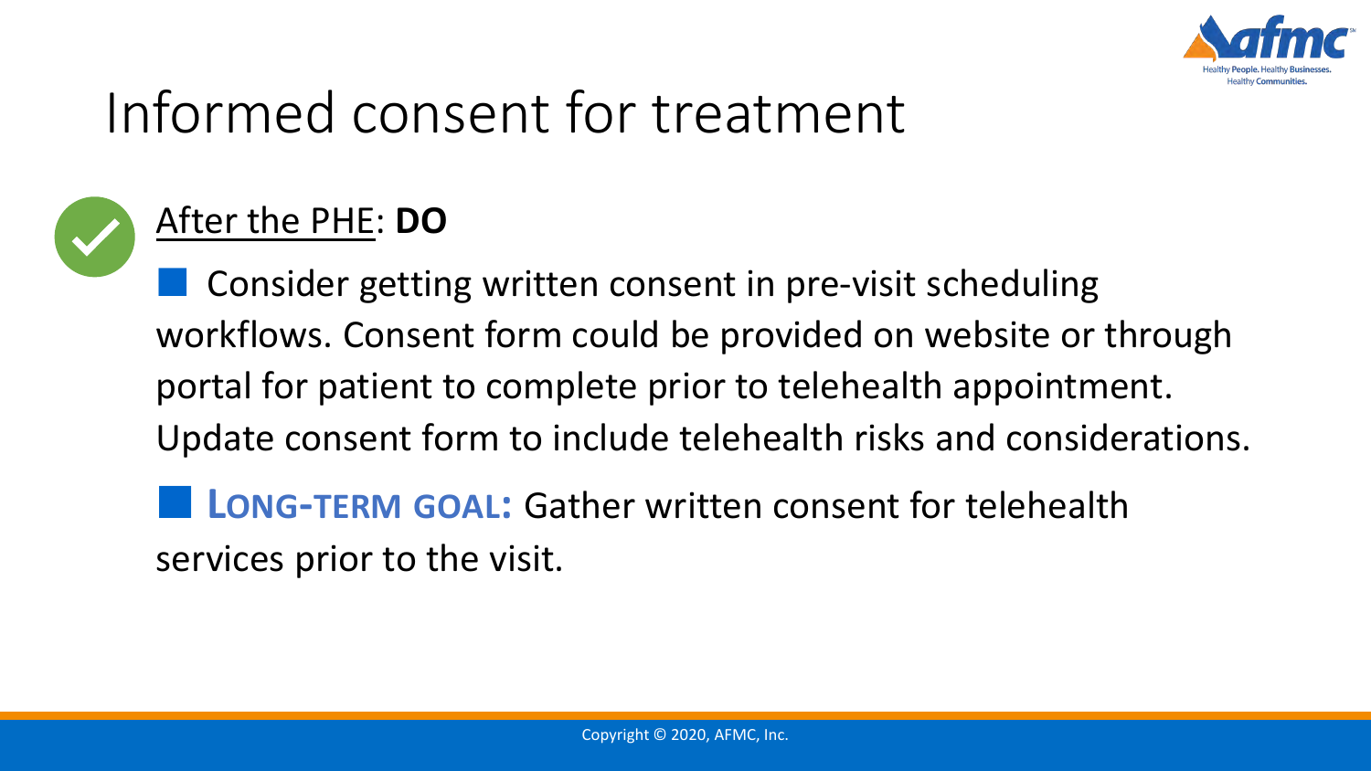# Informed consent for treatment

After the PHE: **DO**

- Consider getting written consent in pre-visit scheduling workflows. Consent form could be provided on website or through portal for patient to complete prior to telehealth appointment. Update consent form to include telehealth risks and considerations.
- **LONG-TERM GOAL:** Gather written consent for telehealth services prior to the visit.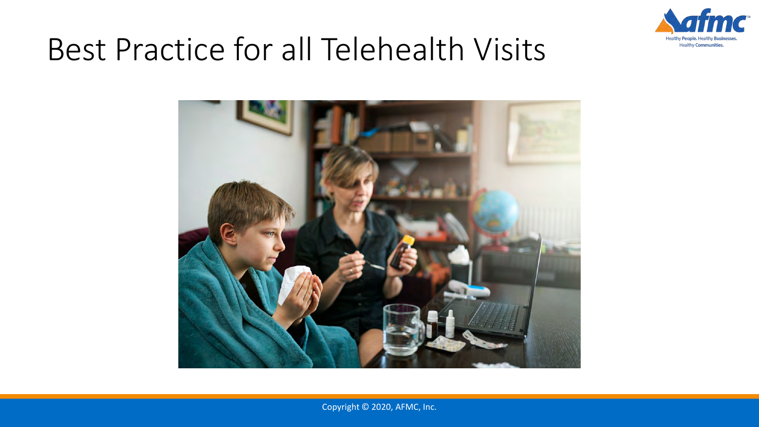# Best Practice for all Telehealth Visits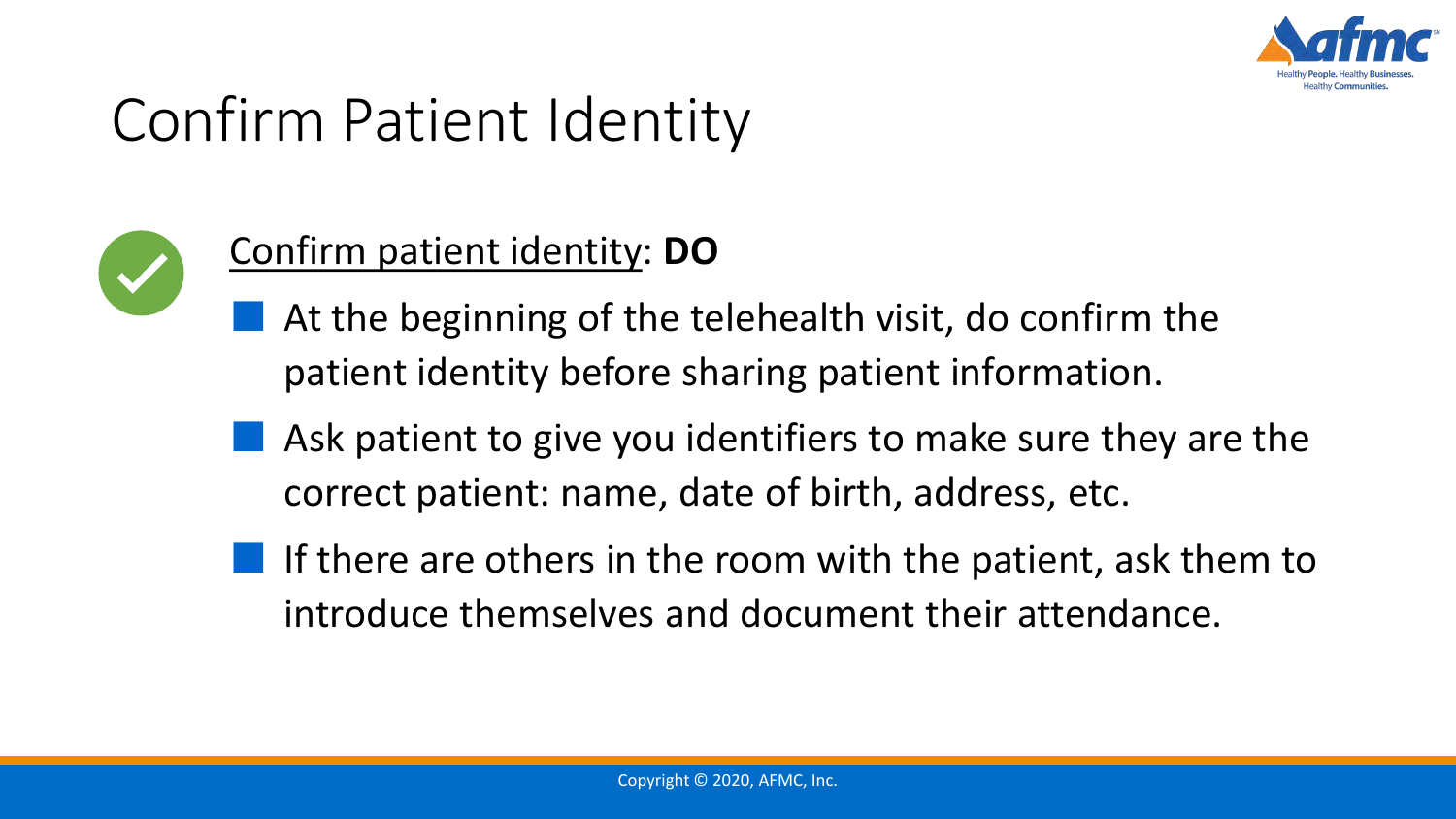# Confirm Patient Identity

Confirm patient identity: **DO**

- At the beginning of the telehealth visit, do confirm the patient identity before sharing patient information.
- Ask patient to give you identifiers to make sure they are the correct patient: name, date of birth, address, etc.
- If there are others in the room with the patient, ask them to introduce themselves and document their attendance.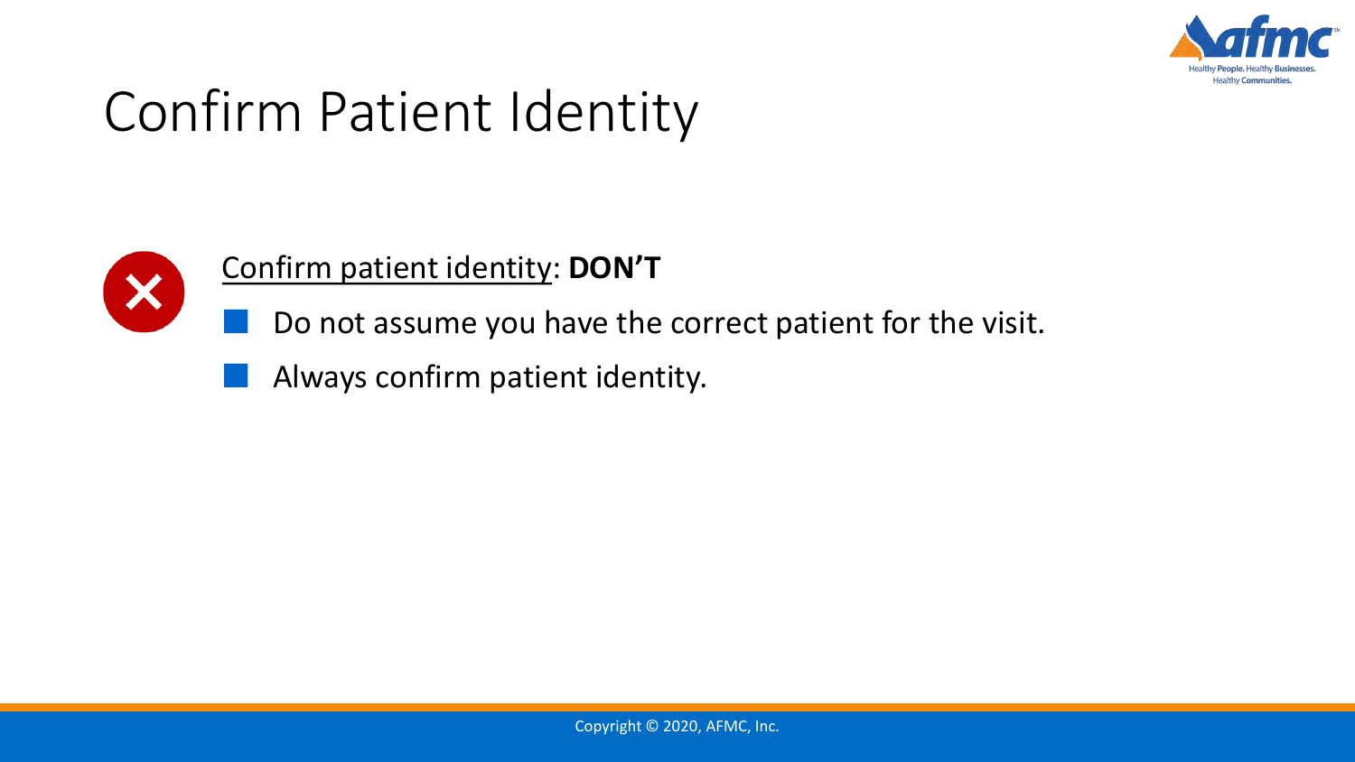# Confirm Patient Identity

Confirm patient identity: **DON'T**

- Do not assume you have the correct patient for the visit.
- Always confirm patient identity.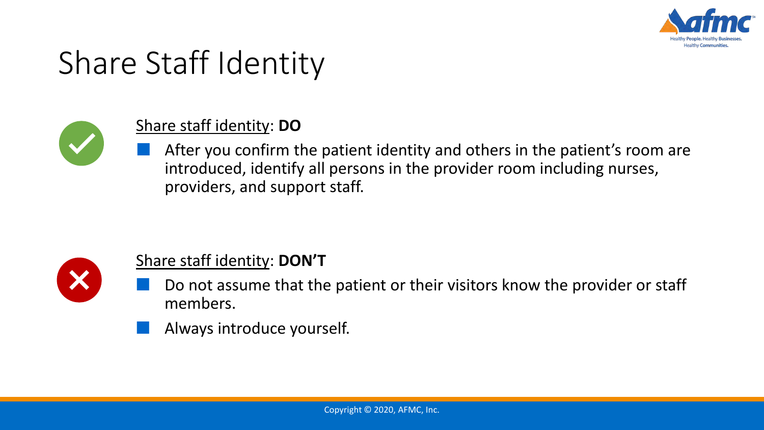# Share Staff Identity

<u>Share staff identity</u>: **DO**

- After you confirm the patient identity and others in the patient's room are introduced, identify all persons in the provider room including nurses, providers, and support staff.

<u>Share staff identity</u>: **DON'T**

- Do not assume that the patient or their visitors know the provider or staff members.
- Always introduce yourself.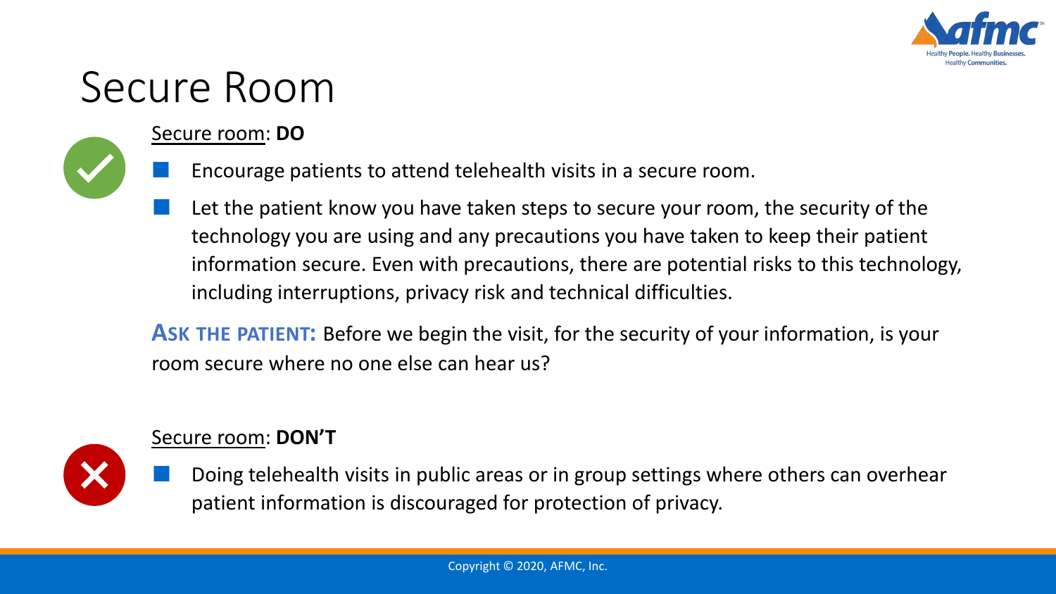# Secure Room

<u>Secure room</u>: **DO**

- Encourage patients to attend telehealth visits in a secure room.
- Let the patient know you have taken steps to secure your room, the security of the technology you are using and any precautions you have taken to keep their patient information secure. Even with precautions, there are potential risks to this technology, including interruptions, privacy risk and technical difficulties.

**ASK THE PATIENT:** Before we begin the visit, for the security of your information, is your room secure where no one else can hear us?

<u>Secure room</u>: **DON'T**

- Doing telehealth visits in public areas or in group settings where others can overhear patient information is discouraged for protection of privacy.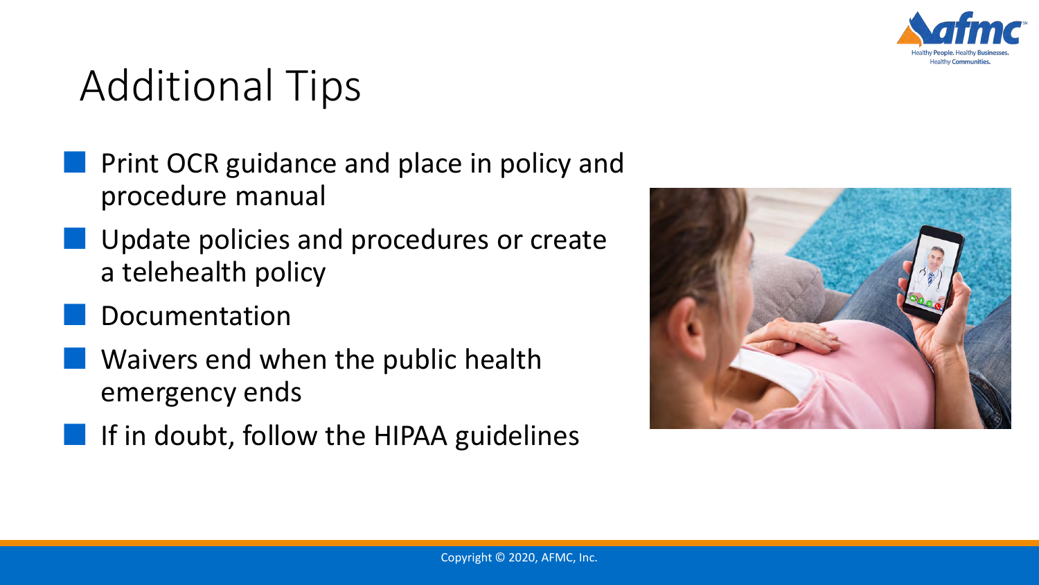# Additional Tips

- Print OCR guidance and place in policy and procedure manual
- Update policies and procedures or create a telehealth policy
- Documentation
- Waivers end when the public health emergency ends
- If in doubt, follow the HIPAA guidelines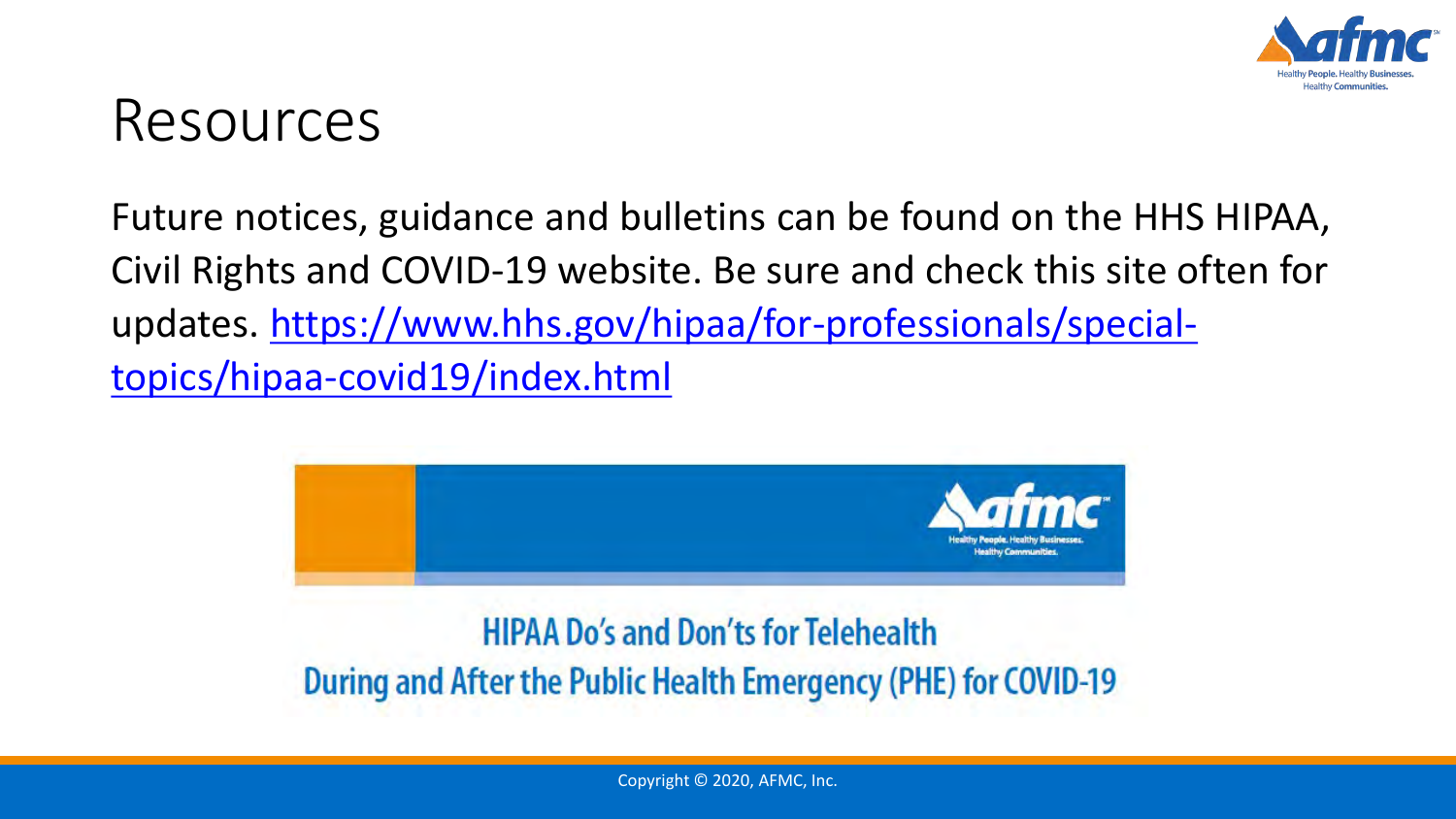# Resources

Future notices, guidance and bulletins can be found on the HHS HIPAA, Civil Rights and COVID-19 website. Be sure and check this site often for updates. [https://www.hhs.gov/hipaa/for-professionals/special-topics/hipaa-covid19/index.html](https://www.hhs.gov/hipaa/for-professionals/special-topics/hipaa-covid19/index.html)

HIPAA Do's and Don'ts for Telehealth

During and After the Public Health Emergency (PHE) for COVID-19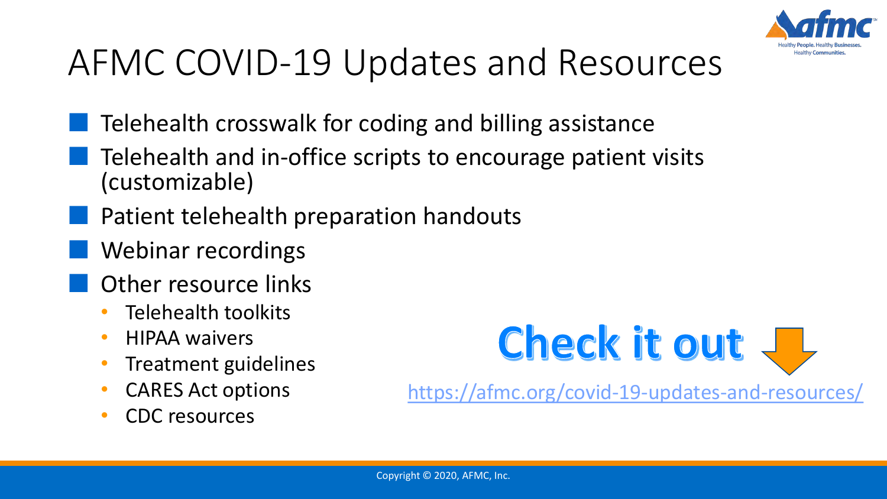# AFMC COVID-19 Updates and Resources

- Telehealth crosswalk for coding and billing assistance
- Telehealth and in-office scripts to encourage patient visits (customizable)
- Patient telehealth preparation handouts
- Webinar recordings
- Other resource links
  - Telehealth toolkits
  - HIPAA waivers
  - Treatment guidelines
  - CARES Act options
  - CDC resources

**Check it out**

https://afmc.org/covid-19-updates-and-resources/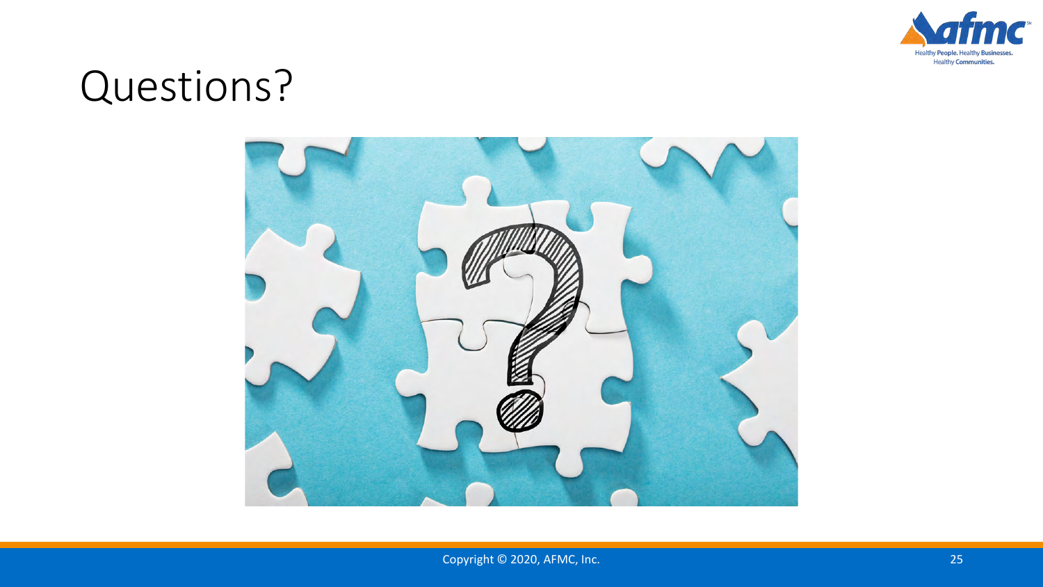# Questions?